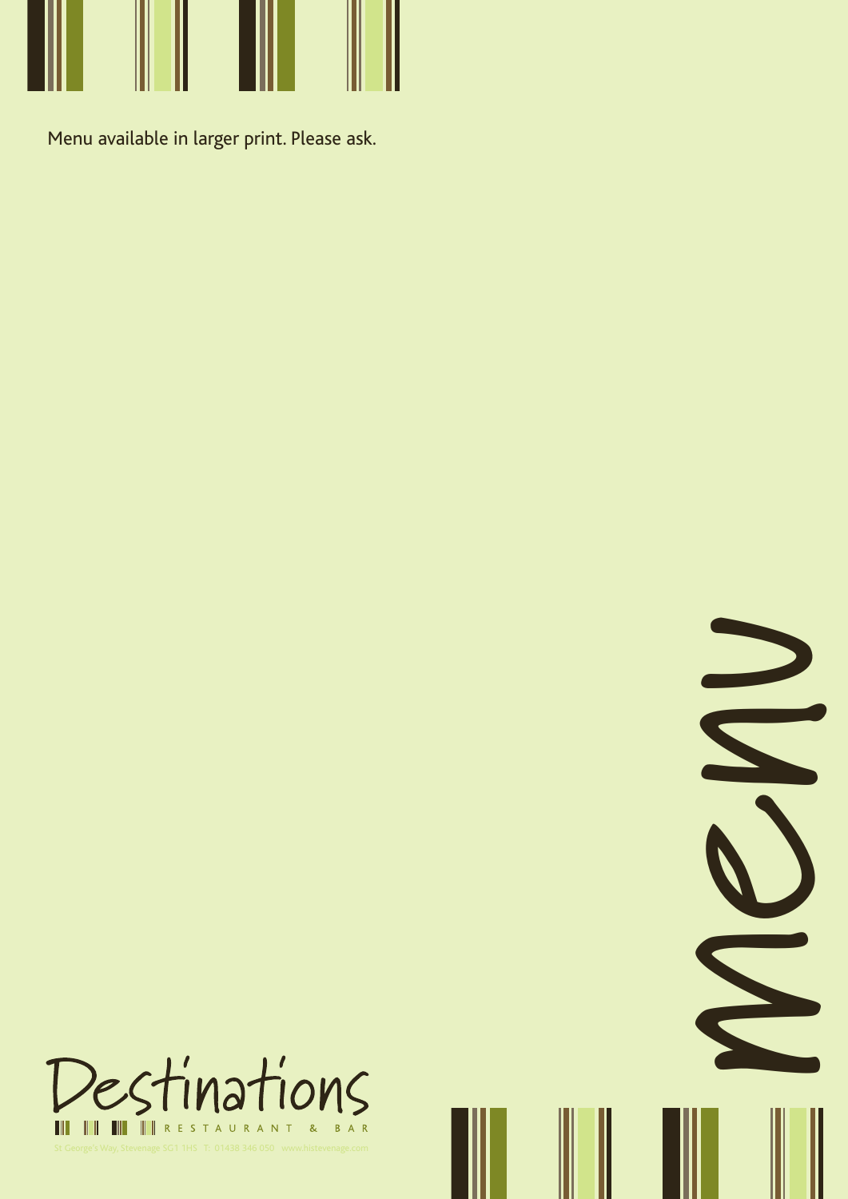Menu available in larger print. Please ask.

# menu

# Destinations

RESTAURANT & BAR

St George's Way, Stevenage SG1 1HS T: 01438 346 050 www.histevenage.com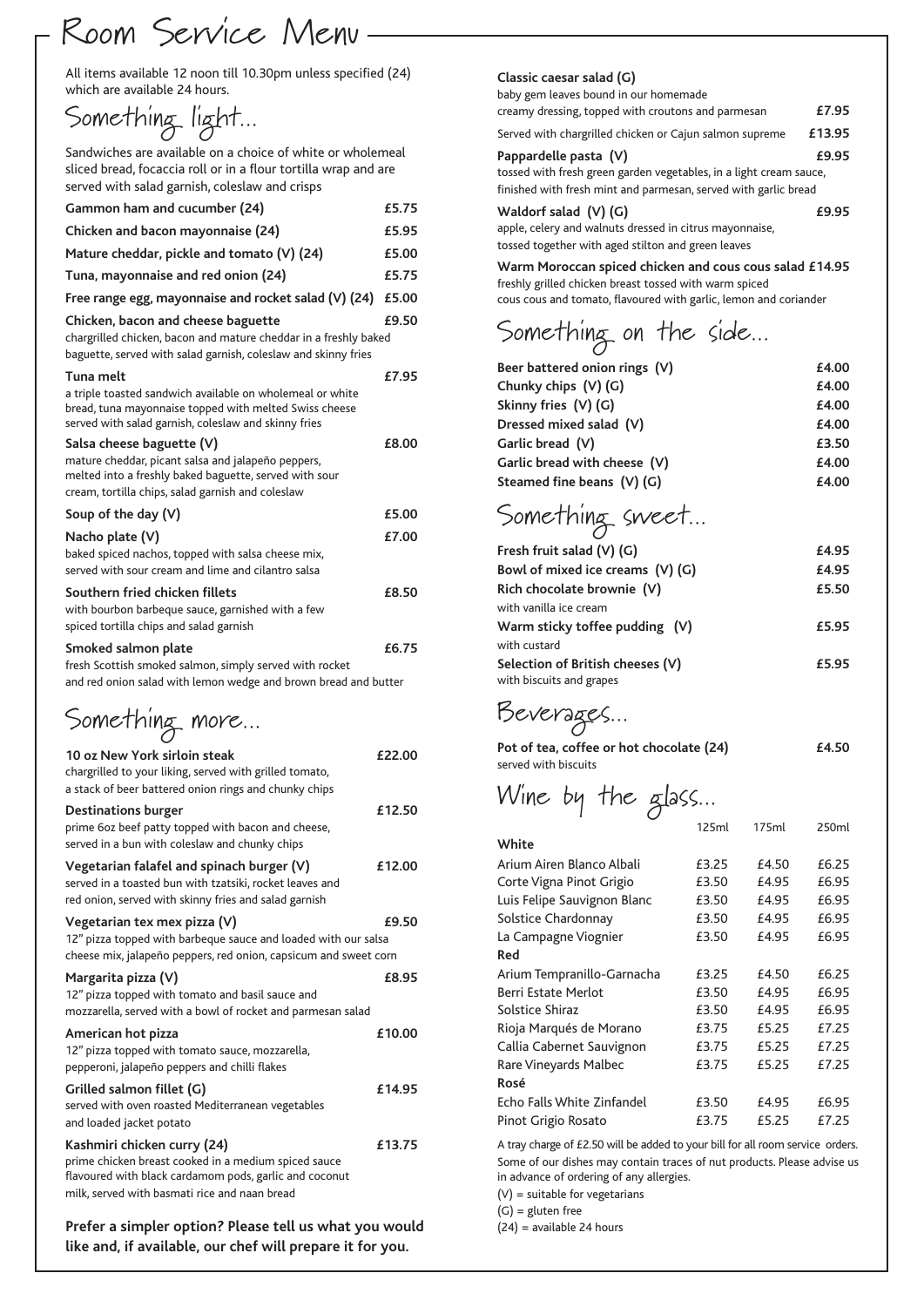# Room Service Menu

All items available 12 noon till 10.30pm unless specified (24) which are available 24 hours.

## Something light...

Sandwiches are available on a choice of white or wholemeal sliced bread, focaccia roll or in a flour tortilla wrap and are served with salad garnish, coleslaw and crisps

| | |
|---|---|
| **Gammon ham and cucumber (24)** | **£5.75** |
| **Chicken and bacon mayonnaise (24)** | **£5.95** |
| **Mature cheddar, pickle and tomato (V) (24)** | **£5.00** |
| **Tuna, mayonnaise and red onion (24)** | **£5.75** |
| **Free range egg, mayonnaise and rocket salad (V) (24)** | **£5.00** |

**Chicken, bacon and cheese baguette** **£9.50**
chargrilled chicken, bacon and mature cheddar in a freshly baked baguette, served with salad garnish, coleslaw and skinny fries

**Tuna melt** **£7.95**
a triple toasted sandwich available on wholemeal or white bread, tuna mayonnaise topped with melted Swiss cheese served with salad garnish, coleslaw and skinny fries

**Salsa cheese baguette (V)** **£8.00**
mature cheddar, picant salsa and jalapeño peppers, melted into a freshly baked baguette, served with sour cream, tortilla chips, salad garnish and coleslaw

**Soup of the day (V)** **£5.00**

**Nacho plate (V)** **£7.00**
baked spiced nachos, topped with salsa cheese mix, served with sour cream and lime and cilantro salsa

**Southern fried chicken fillets** **£8.50**
with bourbon barbeque sauce, garnished with a few spiced tortilla chips and salad garnish

**Smoked salmon plate** **£6.75**
fresh Scottish smoked salmon, simply served with rocket and red onion salad with lemon wedge and brown bread and butter

## Something more...

**10 oz New York sirloin steak** **£22.00**
chargrilled to your liking, served with grilled tomato, a stack of beer battered onion rings and chunky chips

**Destinations burger** **£12.50**
prime 6oz beef patty topped with bacon and cheese, served in a bun with coleslaw and chunky chips

**Vegetarian falafel and spinach burger (V)** **£12.00**
served in a toasted bun with tzatsiki, rocket leaves and red onion, served with skinny fries and salad garnish

**Vegetarian tex mex pizza (V)** **£9.50**
12" pizza topped with barbeque sauce and loaded with our salsa cheese mix, jalapeño peppers, red onion, capsicum and sweet corn

**Margarita pizza (V)** **£8.95**
12" pizza topped with tomato and basil sauce and mozzarella, served with a bowl of rocket and parmesan salad

**American hot pizza** **£10.00**
12" pizza topped with tomato sauce, mozzarella, pepperoni, jalapeño peppers and chilli flakes

**Grilled salmon fillet (G)** **£14.95**
served with oven roasted Mediterranean vegetables and loaded jacket potato

**Kashmiri chicken curry (24)** **£13.75**
prime chicken breast cooked in a medium spiced sauce flavoured with black cardamom pods, garlic and coconut milk, served with basmati rice and naan bread

**Prefer a simpler option? Please tell us what you would like and, if available, our chef will prepare it for you.**

**Classic caesar salad (G)** **£7.95**
baby gem leaves bound in our homemade creamy dressing, topped with croutons and parmesan

Served with chargrilled chicken or Cajun salmon supreme **£13.95**

**Pappardelle pasta (V)** **£9.95**
tossed with fresh green garden vegetables, in a light cream sauce, finished with fresh mint and parmesan, served with garlic bread

**Waldorf salad (V) (G)** **£9.95**
apple, celery and walnuts dressed in citrus mayonnaise, tossed together with aged stilton and green leaves

**Warm Moroccan spiced chicken and cous cous salad** **£14.95**
freshly grilled chicken breast tossed with warm spiced cous cous and tomato, flavoured with garlic, lemon and coriander

## Something on the side...

| | |
|---|---|
| **Beer battered onion rings (V)** | **£4.00** |
| **Chunky chips (V) (G)** | **£4.00** |
| **Skinny fries (V) (G)** | **£4.00** |
| **Dressed mixed salad (V)** | **£4.00** |
| **Garlic bread (V)** | **£3.50** |
| **Garlic bread with cheese (V)** | **£4.00** |
| **Steamed fine beans (V) (G)** | **£4.00** |

## Something sweet...

**Fresh fruit salad (V) (G)** **£4.95**

**Bowl of mixed ice creams (V) (G)** **£4.95**

**Rich chocolate brownie (V)** **£5.50**
with vanilla ice cream

**Warm sticky toffee pudding (V)** **£5.95**
with custard

**Selection of British cheeses (V)** **£5.95**
with biscuits and grapes

## Beverages...

**Pot of tea, coffee or hot chocolate (24)** **£4.50**
served with biscuits

## Wine by the glass...

| | 125ml | 175ml | 250ml |
|---|---|---|---|
| **White** | | | |
| Arium Airen Blanco Albali | £3.25 | £4.50 | £6.25 |
| Corte Vigna Pinot Grigio | £3.50 | £4.95 | £6.95 |
| Luis Felipe Sauvignon Blanc | £3.50 | £4.95 | £6.95 |
| Solstice Chardonnay | £3.50 | £4.95 | £6.95 |
| La Campagne Viognier | £3.50 | £4.95 | £6.95 |
| **Red** | | | |
| Arium Tempranillo-Garnacha | £3.25 | £4.50 | £6.25 |
| Berri Estate Merlot | £3.50 | £4.95 | £6.95 |
| Solstice Shiraz | £3.50 | £4.95 | £6.95 |
| Rioja Marqués de Morano | £3.75 | £5.25 | £7.25 |
| Callia Cabernet Sauvignon | £3.75 | £5.25 | £7.25 |
| Rare Vineyards Malbec | £3.75 | £5.25 | £7.25 |
| **Rosé** | | | |
| Echo Falls White Zinfandel | £3.50 | £4.95 | £6.95 |
| Pinot Grigio Rosato | £3.75 | £5.25 | £7.25 |

A tray charge of £2.50 will be added to your bill for all room service orders.
Some of our dishes may contain traces of nut products. Please advise us in advance of ordering of any allergies.
(V) = suitable for vegetarians
(G) = gluten free
(24) = available 24 hours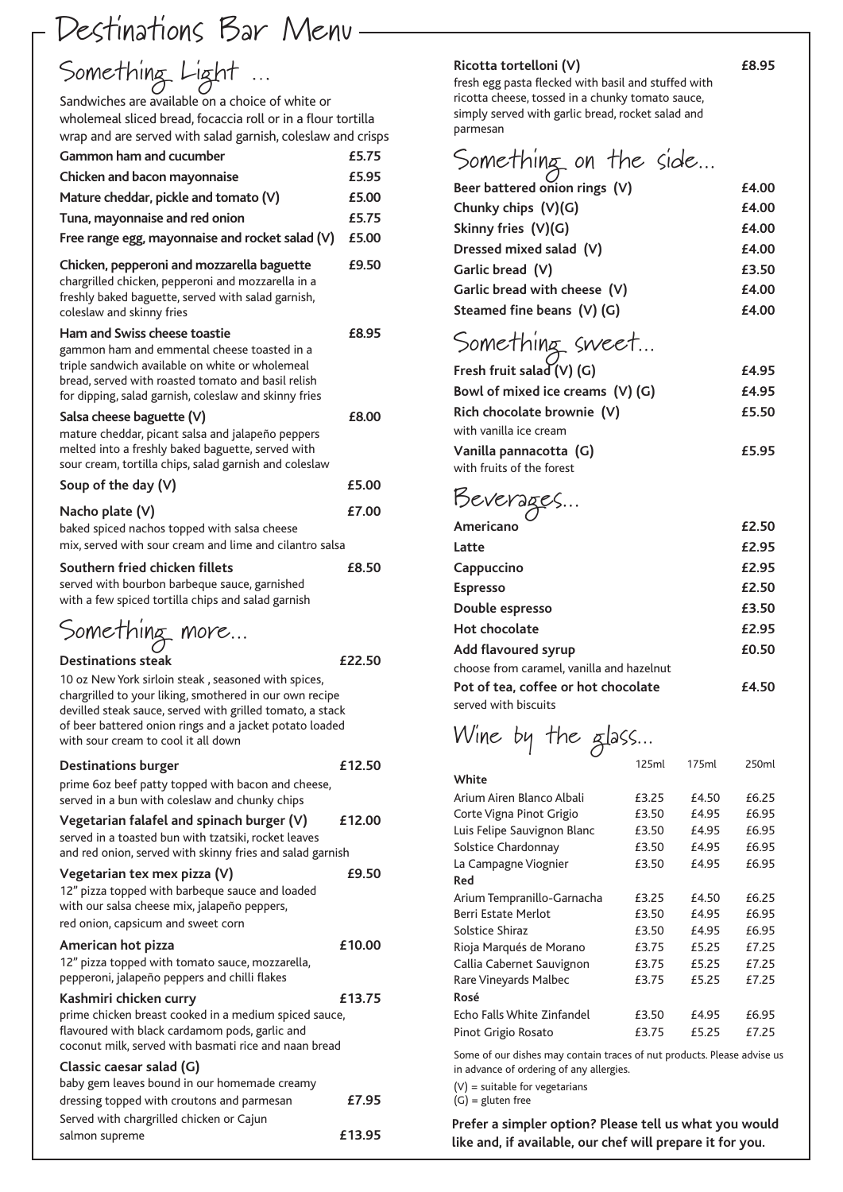# Destinations Bar Menu

## Something Light ...

Sandwiches are available on a choice of white or wholemeal sliced bread, focaccia roll or in a flour tortilla wrap and are served with salad garnish, coleslaw and crisps

| | |
|---|---|
| **Gammon ham and cucumber** | **£5.75** |
| **Chicken and bacon mayonnaise** | **£5.95** |
| **Mature cheddar, pickle and tomato (V)** | **£5.00** |
| **Tuna, mayonnaise and red onion** | **£5.75** |
| **Free range egg, mayonnaise and rocket salad (V)** | **£5.00** |

**Chicken, pepperoni and mozzarella baguette** **£9.50**
chargrilled chicken, pepperoni and mozzarella in a freshly baked baguette, served with salad garnish, coleslaw and skinny fries

**Ham and Swiss cheese toastie** **£8.95**
gammon ham and emmental cheese toasted in a triple sandwich available on white or wholemeal bread, served with roasted tomato and basil relish for dipping, salad garnish, coleslaw and skinny fries

**Salsa cheese baguette (V)** **£8.00**
mature cheddar, picant salsa and jalapeño peppers melted into a freshly baked baguette, served with sour cream, tortilla chips, salad garnish and coleslaw

**Soup of the day (V)** **£5.00**

**Nacho plate (V)** **£7.00**
baked spiced nachos topped with salsa cheese mix, served with sour cream and lime and cilantro salsa

**Southern fried chicken fillets** **£8.50**
served with bourbon barbeque sauce, garnished with a few spiced tortilla chips and salad garnish

## Something more...

**Destinations steak** **£22.50**
10 oz New York sirloin steak , seasoned with spices, chargrilled to your liking, smothered in our own recipe devilled steak sauce, served with grilled tomato, a stack of beer battered onion rings and a jacket potato loaded with sour cream to cool it all down

**Destinations burger** **£12.50**
prime 6oz beef patty topped with bacon and cheese, served in a bun with coleslaw and chunky chips

**Vegetarian falafel and spinach burger (V)** **£12.00**
served in a toasted bun with tzatsiki, rocket leaves and red onion, served with skinny fries and salad garnish

**Vegetarian tex mex pizza (V)** **£9.50**
12" pizza topped with barbeque sauce and loaded with our salsa cheese mix, jalapeño peppers, red onion, capsicum and sweet corn

**American hot pizza** **£10.00**
12" pizza topped with tomato sauce, mozzarella, pepperoni, jalapeño peppers and chilli flakes

**Kashmiri chicken curry** **£13.75**
prime chicken breast cooked in a medium spiced sauce, flavoured with black cardamom pods, garlic and coconut milk, served with basmati rice and naan bread

**Classic caesar salad (G)**
baby gem leaves bound in our homemade creamy dressing topped with croutons and parmesan **£7.95**
Served with chargrilled chicken or Cajun salmon supreme **£13.95**

**Ricotta tortelloni (V)** **£8.95**
fresh egg pasta flecked with basil and stuffed with ricotta cheese, tossed in a chunky tomato sauce, simply served with garlic bread, rocket salad and parmesan

## Something on the side...

| | |
|---|---|
| **Beer battered onion rings (V)** | **£4.00** |
| **Chunky chips (V)(G)** | **£4.00** |
| **Skinny fries (V)(G)** | **£4.00** |
| **Dressed mixed salad (V)** | **£4.00** |
| **Garlic bread (V)** | **£3.50** |
| **Garlic bread with cheese (V)** | **£4.00** |
| **Steamed fine beans (V) (G)** | **£4.00** |

## Something sweet...

| | |
|---|---|
| **Fresh fruit salad (V) (G)** | **£4.95** |
| **Bowl of mixed ice creams (V) (G)** | **£4.95** |
| **Rich chocolate brownie (V)** with vanilla ice cream | **£5.50** |
| **Vanilla pannacotta (G)** with fruits of the forest | **£5.95** |

## Beverages...

| | |
|---|---|
| **Americano** | **£2.50** |
| **Latte** | **£2.95** |
| **Cappuccino** | **£2.95** |
| **Espresso** | **£2.50** |
| **Double espresso** | **£3.50** |
| **Hot chocolate** | **£2.95** |
| **Add flavoured syrup** choose from caramel, vanilla and hazelnut | **£0.50** |
| **Pot of tea, coffee or hot chocolate** served with biscuits | **£4.50** |

## Wine by the glass...

| | 125ml | 175ml | 250ml |
|---|---|---|---|
| **White** | | | |
| Arium Airen Blanco Albali | £3.25 | £4.50 | £6.25 |
| Corte Vigna Pinot Grigio | £3.50 | £4.95 | £6.95 |
| Luis Felipe Sauvignon Blanc | £3.50 | £4.95 | £6.95 |
| Solstice Chardonnay | £3.50 | £4.95 | £6.95 |
| La Campagne Viognier | £3.50 | £4.95 | £6.95 |
| **Red** | | | |
| Arium Tempranillo-Garnacha | £3.25 | £4.50 | £6.25 |
| Berri Estate Merlot | £3.50 | £4.95 | £6.95 |
| Solstice Shiraz | £3.50 | £4.95 | £6.95 |
| Rioja Marqués de Morano | £3.75 | £5.25 | £7.25 |
| Callia Cabernet Sauvignon | £3.75 | £5.25 | £7.25 |
| Rare Vineyards Malbec | £3.75 | £5.25 | £7.25 |
| **Rosé** | | | |
| Echo Falls White Zinfandel | £3.50 | £4.95 | £6.95 |
| Pinot Grigio Rosato | £3.75 | £5.25 | £7.25 |

Some of our dishes may contain traces of nut products. Please advise us in advance of ordering of any allergies.

(V) = suitable for vegetarians
(G) = gluten free

**Prefer a simpler option? Please tell us what you would like and, if available, our chef will prepare it for you.**